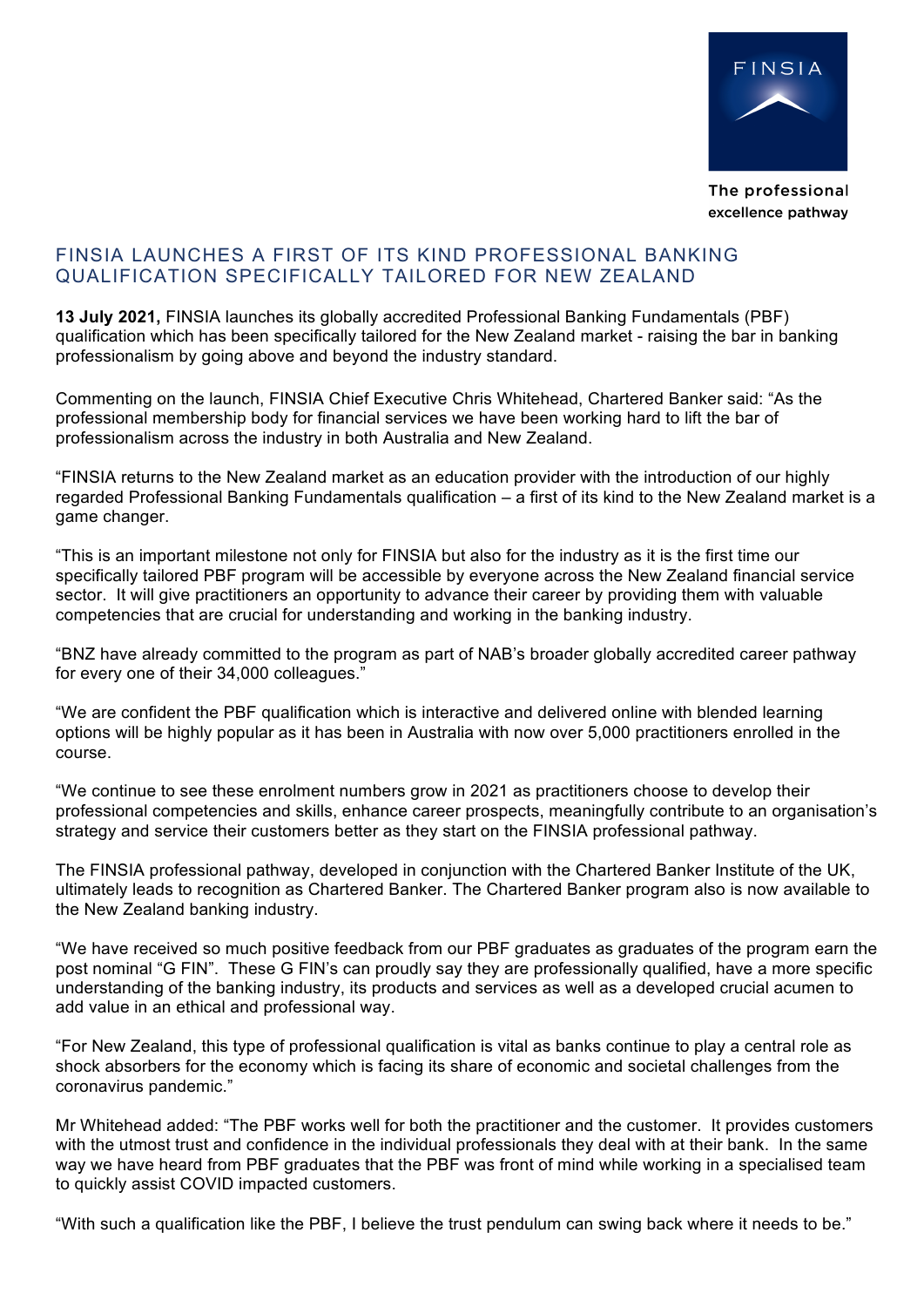FINSIA

The professional excellence pathway

# FINSIA LAUNCHES A FIRST OF ITS KIND PROFESSIONAL BANKING QUALIFICATION SPECIFICALLY TAILORED FOR NEW ZEALAND

**13 July 2021,** FINSIA launches its globally accredited Professional Banking Fundamentals (PBF) qualification which has been specifically tailored for the New Zealand market - raising the bar in banking professionalism by going above and beyond the industry standard.

Commenting on the launch, FINSIA Chief Executive Chris Whitehead, Chartered Banker said: "As the professional membership body for financial services we have been working hard to lift the bar of professionalism across the industry in both Australia and New Zealand.

"FINSIA returns to the New Zealand market as an education provider with the introduction of our highly regarded Professional Banking Fundamentals qualification – a first of its kind to the New Zealand market is a game changer.

"This is an important milestone not only for FINSIA but also for the industry as it is the first time our specifically tailored PBF program will be accessible by everyone across the New Zealand financial service sector. It will give practitioners an opportunity to advance their career by providing them with valuable competencies that are crucial for understanding and working in the banking industry.

"BNZ have already committed to the program as part of NAB's broader globally accredited career pathway for every one of their 34,000 colleagues."

"We are confident the PBF qualification which is interactive and delivered online with blended learning options will be highly popular as it has been in Australia with now over 5,000 practitioners enrolled in the course.

"We continue to see these enrolment numbers grow in 2021 as practitioners choose to develop their professional competencies and skills, enhance career prospects, meaningfully contribute to an organisation's strategy and service their customers better as they start on the FINSIA professional pathway.

The FINSIA professional pathway, developed in conjunction with the Chartered Banker Institute of the UK, ultimately leads to recognition as Chartered Banker. The Chartered Banker program also is now available to the New Zealand banking industry.

"We have received so much positive feedback from our PBF graduates as graduates of the program earn the post nominal "G FIN". These G FIN's can proudly say they are professionally qualified, have a more specific understanding of the banking industry, its products and services as well as a developed crucial acumen to add value in an ethical and professional way.

"For New Zealand, this type of professional qualification is vital as banks continue to play a central role as shock absorbers for the economy which is facing its share of economic and societal challenges from the coronavirus pandemic."

Mr Whitehead added: "The PBF works well for both the practitioner and the customer. It provides customers with the utmost trust and confidence in the individual professionals they deal with at their bank. In the same way we have heard from PBF graduates that the PBF was front of mind while working in a specialised team to quickly assist COVID impacted customers.

"With such a qualification like the PBF, I believe the trust pendulum can swing back where it needs to be."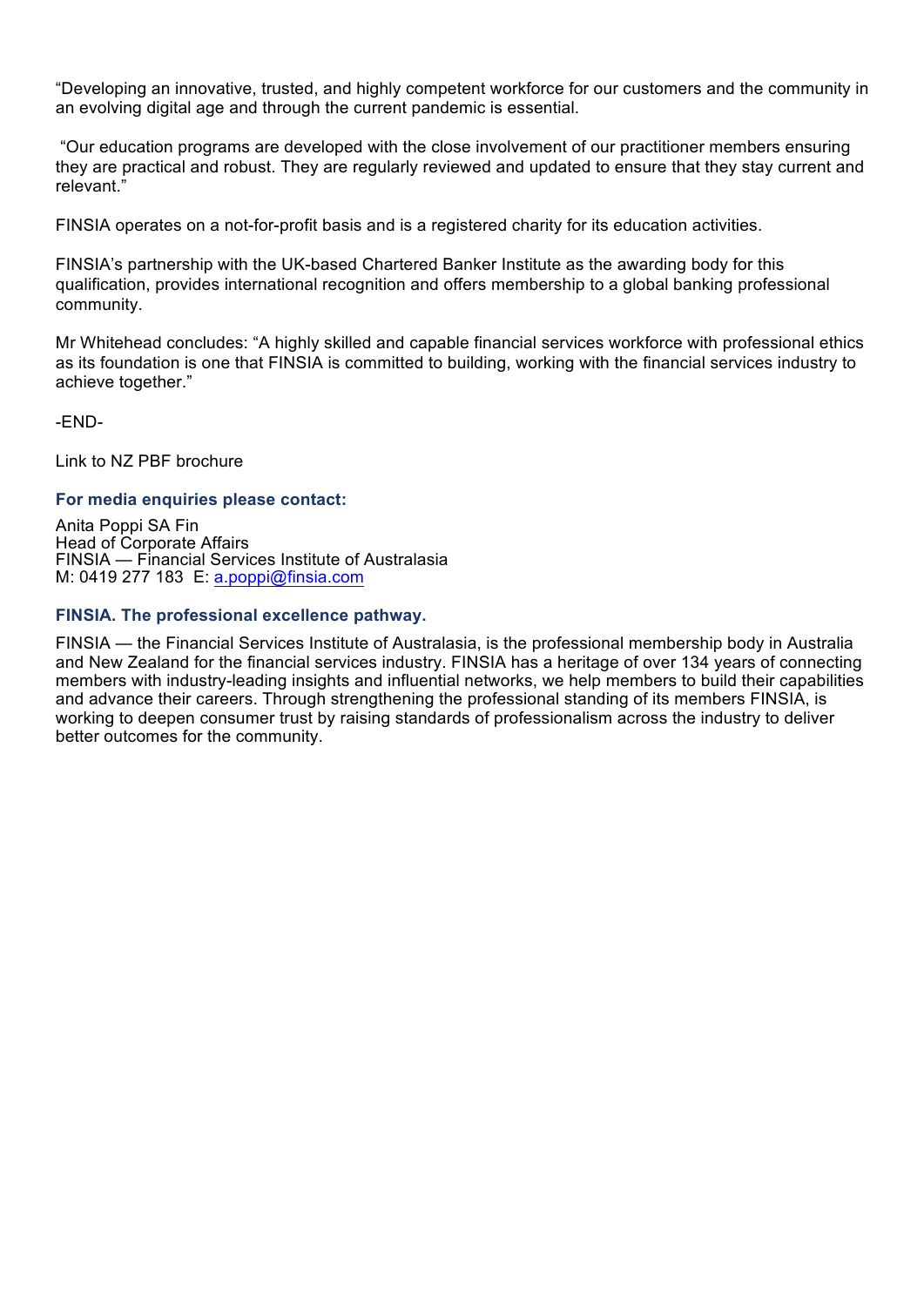"Developing an innovative, trusted, and highly competent workforce for our customers and the community in an evolving digital age and through the current pandemic is essential.

"Our education programs are developed with the close involvement of our practitioner members ensuring they are practical and robust. They are regularly reviewed and updated to ensure that they stay current and relevant."

FINSIA operates on a not-for-profit basis and is a registered charity for its education activities.

FINSIA's partnership with the UK-based Chartered Banker Institute as the awarding body for this qualification, provides international recognition and offers membership to a global banking professional community.

Mr Whitehead concludes: "A highly skilled and capable financial services workforce with professional ethics as its foundation is one that FINSIA is committed to building, working with the financial services industry to achieve together."

-END-

Link to NZ PBF brochure

**For media enquiries please contact:**

Anita Poppi SA Fin
Head of Corporate Affairs
FINSIA — Financial Services Institute of Australasia
M: 0419 277 183 E: a.poppi@finsia.com

**FINSIA. The professional excellence pathway.**

FINSIA — the Financial Services Institute of Australasia, is the professional membership body in Australia and New Zealand for the financial services industry. FINSIA has a heritage of over 134 years of connecting members with industry-leading insights and influential networks, we help members to build their capabilities and advance their careers. Through strengthening the professional standing of its members FINSIA, is working to deepen consumer trust by raising standards of professionalism across the industry to deliver better outcomes for the community.